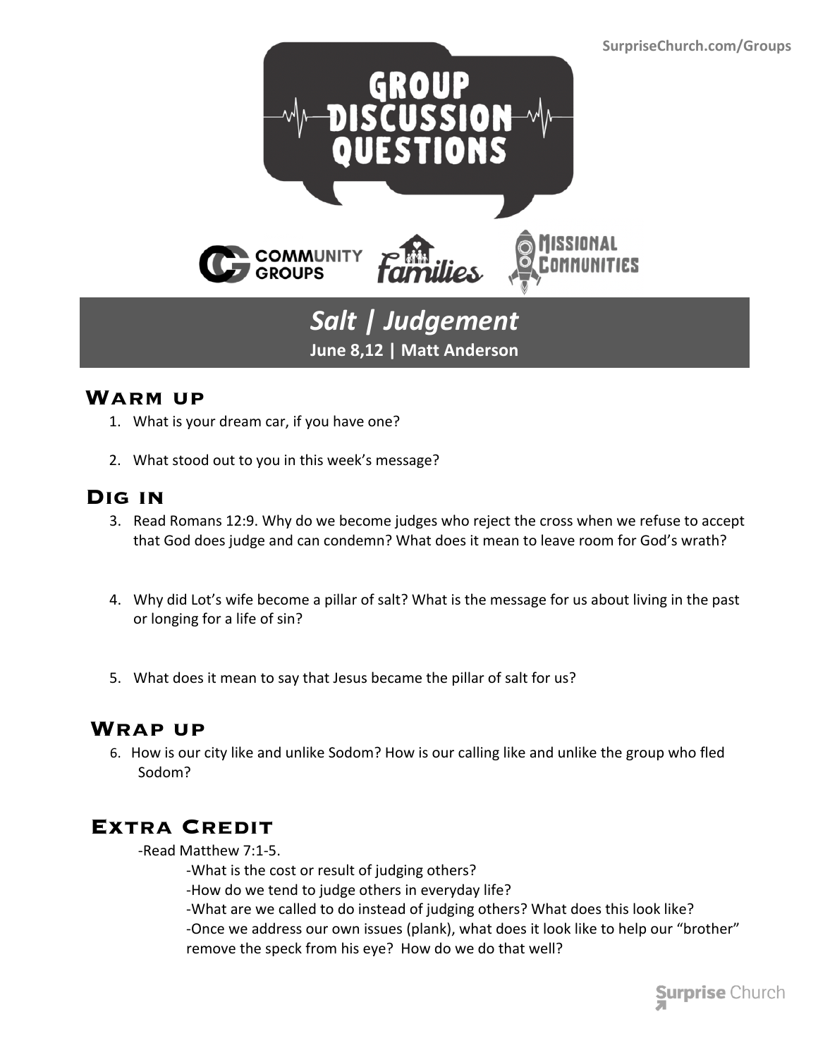SurpriseChurch.com/Groups

# GROUP DISCUSSION QUESTIONS

COMMUNITY GROUPS · families · MISSIONAL COMMUNITIES

## *Salt | Judgement*

**June 8,12 | Matt Anderson**

## Warm up

1. What is your dream car, if you have one?
2. What stood out to you in this week's message?

## Dig in

3. Read Romans 12:9. Why do we become judges who reject the cross when we refuse to accept that God does judge and can condemn? What does it mean to leave room for God's wrath?
4. Why did Lot's wife become a pillar of salt? What is the message for us about living in the past or longing for a life of sin?
5. What does it mean to say that Jesus became the pillar of salt for us?

## Wrap up

6. How is our city like and unlike Sodom? How is our calling like and unlike the group who fled Sodom?

## Extra Credit

-Read Matthew 7:1-5.

- -What is the cost or result of judging others?
- -How do we tend to judge others in everyday life?
- -What are we called to do instead of judging others? What does this look like?
- -Once we address our own issues (plank), what does it look like to help our "brother" remove the speck from his eye? How do we do that well?

Surprise Church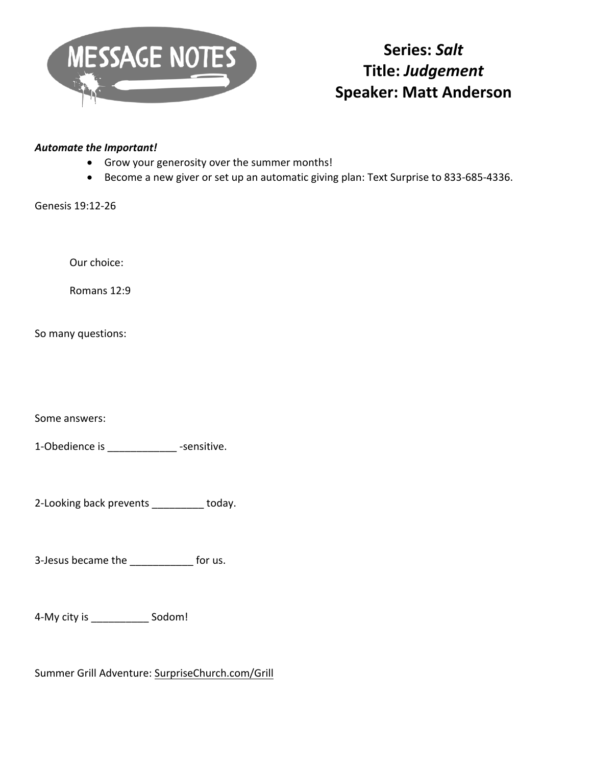MESSAGE NOTES

**Series:** ***Salt***
**Title:** ***Judgement***
**Speaker: Matt Anderson**

***Automate the Important!***

- Grow your generosity over the summer months!
- Become a new giver or set up an automatic giving plan: Text Surprise to 833-685-4336.

Genesis 19:12-26

Our choice:

Romans 12:9

So many questions:

Some answers:

1-Obedience is ____________ -sensitive.

2-Looking back prevents _________ today.

3-Jesus became the ___________ for us.

4-My city is __________ Sodom!

Summer Grill Adventure: SurpriseChurch.com/Grill